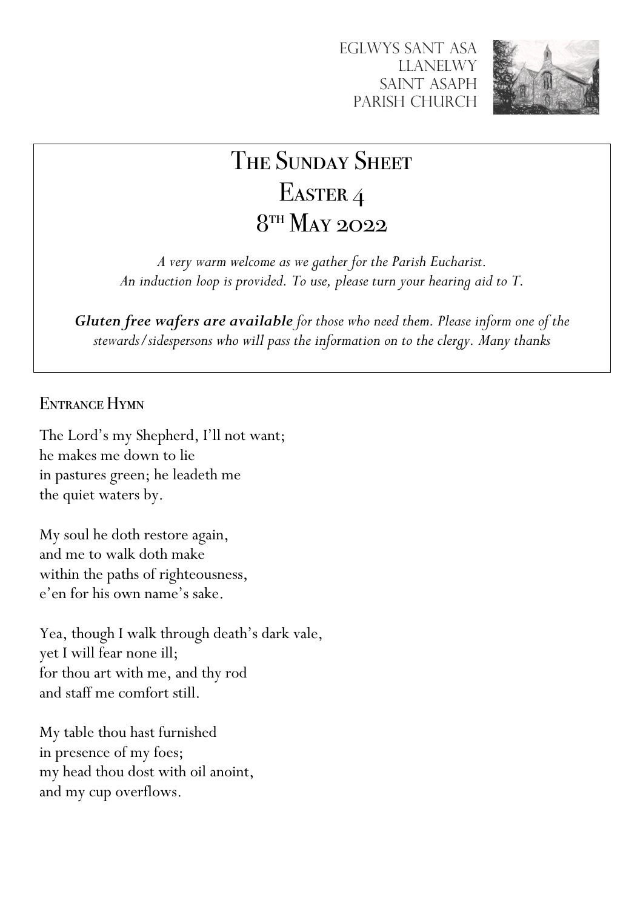Eglwys Sant Asa
Llanelwy
Saint Asaph
Parish Church

# The Sunday Sheet
# Easter 4
# 8th May 2022

*A very warm welcome as we gather for the Parish Eucharist.*
*An induction loop is provided. To use, please turn your hearing aid to T.*

***Gluten free wafers are available** for those who need them. Please inform one of the stewards/sidespersons who will pass the information on to the clergy. Many thanks*

## Entrance Hymn

The Lord's my Shepherd, I'll not want;
he makes me down to lie
in pastures green; he leadeth me
the quiet waters by.

My soul he doth restore again,
and me to walk doth make
within the paths of righteousness,
e'en for his own name's sake.

Yea, though I walk through death's dark vale,
yet I will fear none ill;
for thou art with me, and thy rod
and staff me comfort still.

My table thou hast furnished
in presence of my foes;
my head thou dost with oil anoint,
and my cup overflows.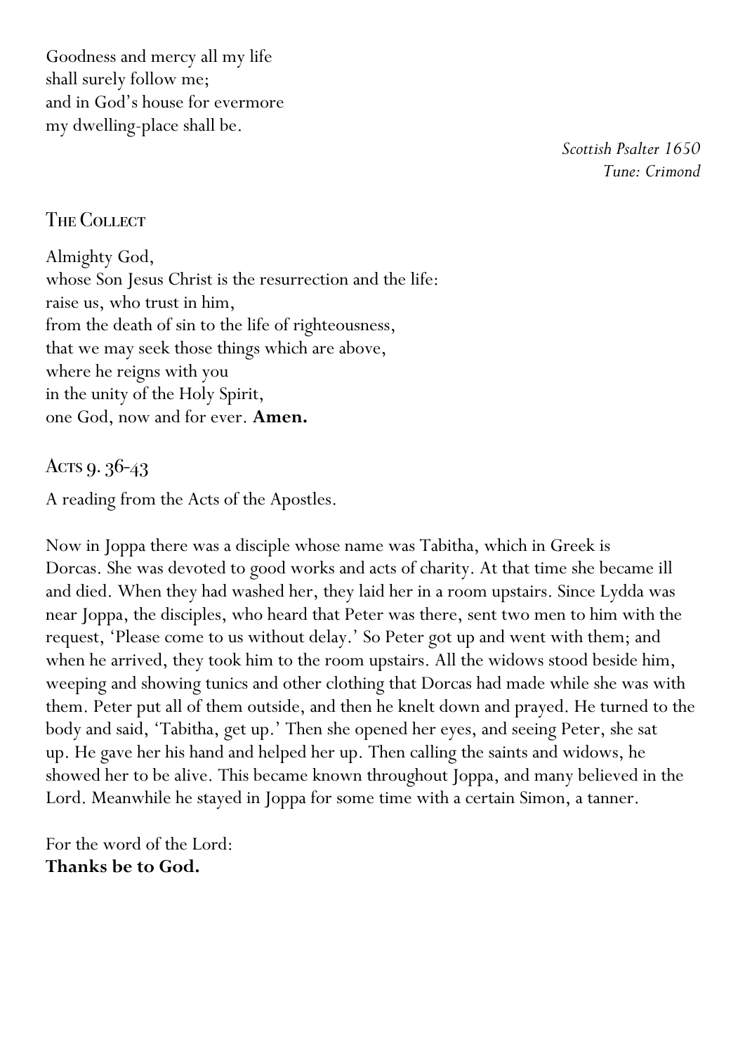Goodness and mercy all my life
shall surely follow me;
and in God's house for evermore
my dwelling-place shall be.

*Scottish Psalter 1650*
*Tune: Crimond*

## The Collect

Almighty God,
whose Son Jesus Christ is the resurrection and the life:
raise us, who trust in him,
from the death of sin to the life of righteousness,
that we may seek those things which are above,
where he reigns with you
in the unity of the Holy Spirit,
one God, now and for ever. **Amen.**

## Acts 9. 36-43

A reading from the Acts of the Apostles.

Now in Joppa there was a disciple whose name was Tabitha, which in Greek is Dorcas. She was devoted to good works and acts of charity. At that time she became ill and died. When they had washed her, they laid her in a room upstairs. Since Lydda was near Joppa, the disciples, who heard that Peter was there, sent two men to him with the request, 'Please come to us without delay.' So Peter got up and went with them; and when he arrived, they took him to the room upstairs. All the widows stood beside him, weeping and showing tunics and other clothing that Dorcas had made while she was with them. Peter put all of them outside, and then he knelt down and prayed. He turned to the body and said, 'Tabitha, get up.' Then she opened her eyes, and seeing Peter, she sat up. He gave her his hand and helped her up. Then calling the saints and widows, he showed her to be alive. This became known throughout Joppa, and many believed in the Lord. Meanwhile he stayed in Joppa for some time with a certain Simon, a tanner.

For the word of the Lord:
**Thanks be to God.**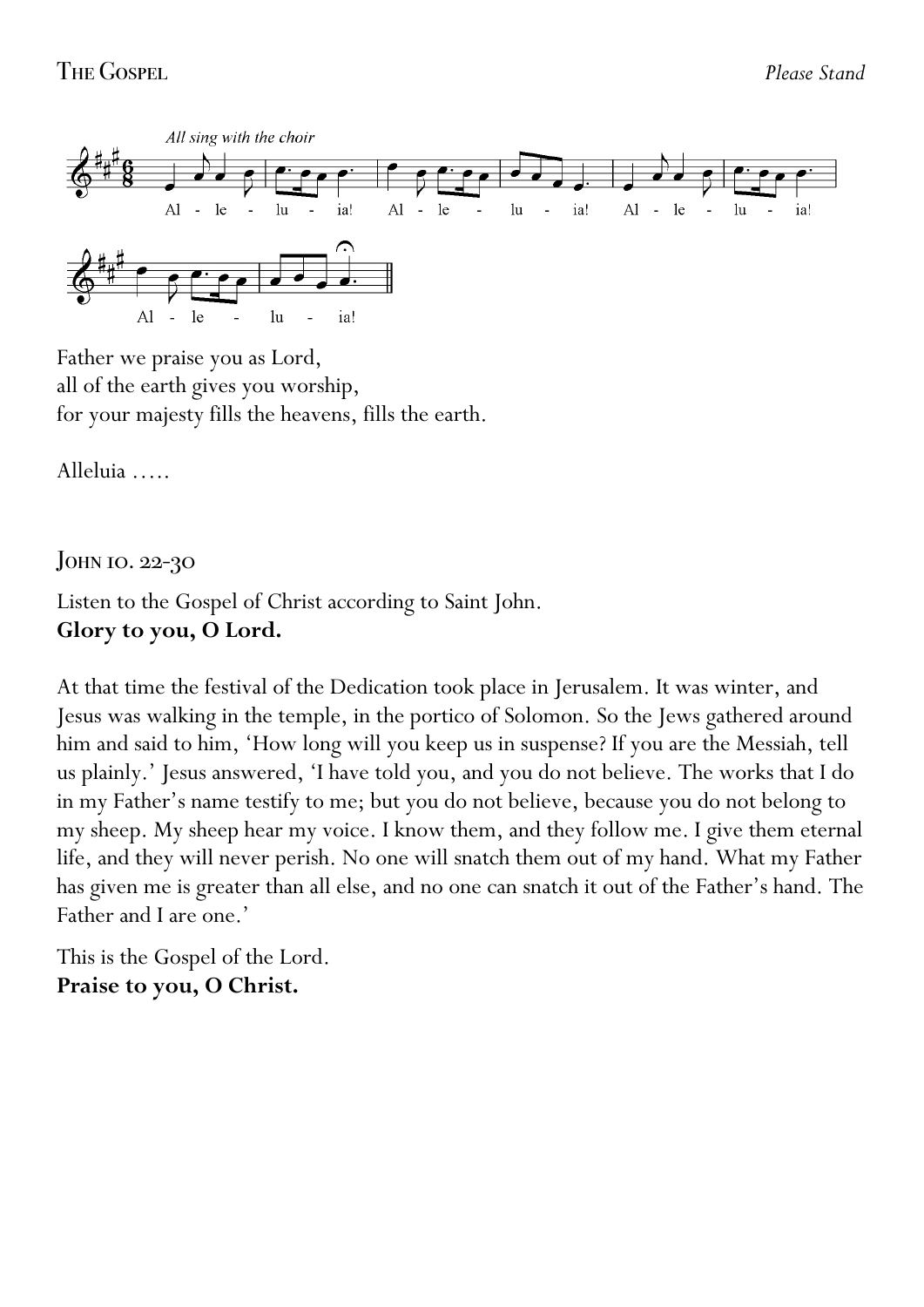## The Gospel

*Please Stand*

*All sing with the choir*

Al - le - lu - ia! Al - le - lu - ia! Al - le - lu - ia! Al - le - lu - ia!

Father we praise you as Lord,
all of the earth gives you worship,
for your majesty fills the heavens, fills the earth.

Alleluia .....

### John 10. 22-30

Listen to the Gospel of Christ according to Saint John.
**Glory to you, O Lord.**

At that time the festival of the Dedication took place in Jerusalem. It was winter, and Jesus was walking in the temple, in the portico of Solomon. So the Jews gathered around him and said to him, 'How long will you keep us in suspense? If you are the Messiah, tell us plainly.' Jesus answered, 'I have told you, and you do not believe. The works that I do in my Father's name testify to me; but you do not believe, because you do not belong to my sheep. My sheep hear my voice. I know them, and they follow me. I give them eternal life, and they will never perish. No one will snatch them out of my hand. What my Father has given me is greater than all else, and no one can snatch it out of the Father's hand. The Father and I are one.'

This is the Gospel of the Lord.
**Praise to you, O Christ.**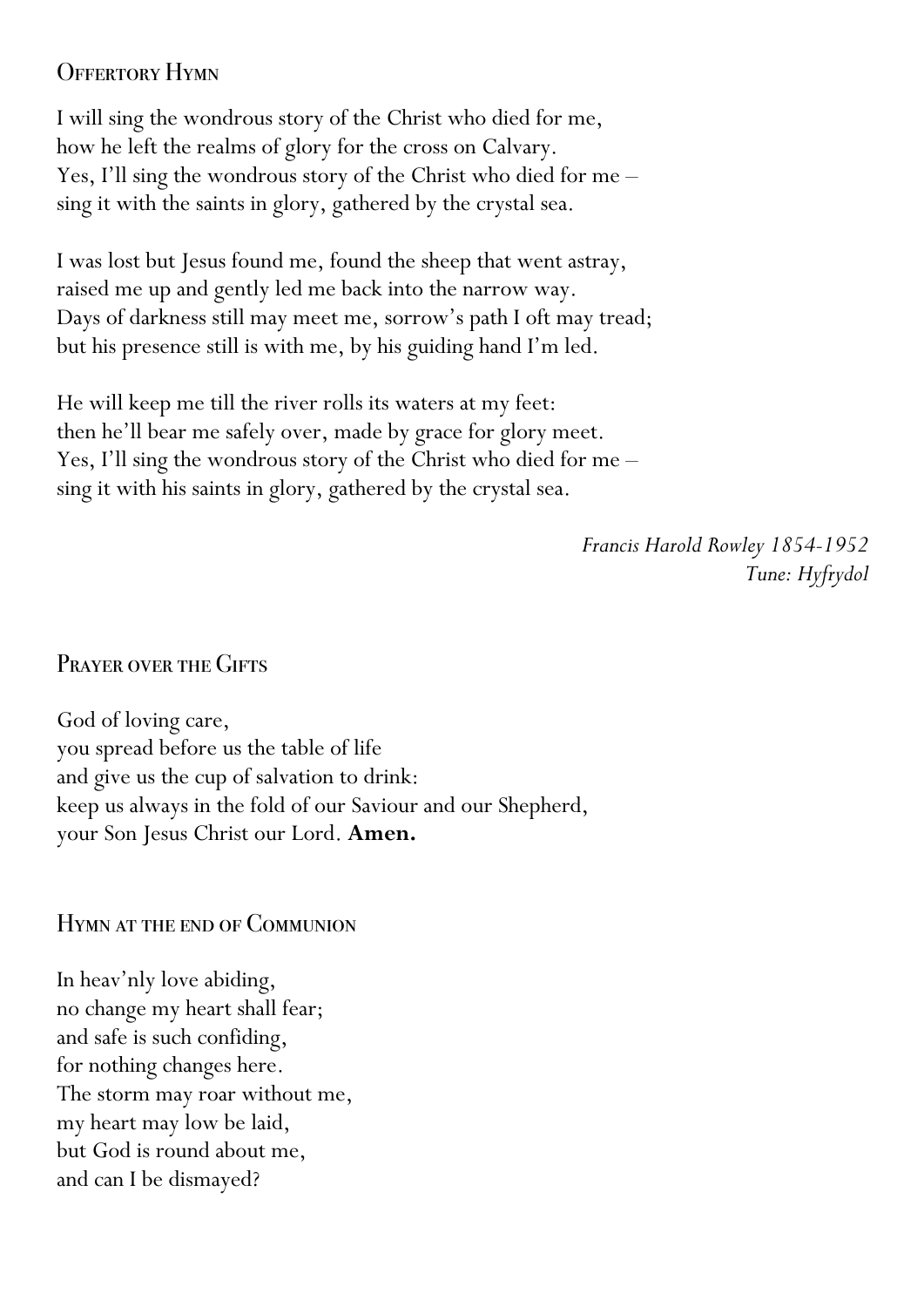## Offertory Hymn

I will sing the wondrous story of the Christ who died for me,  
how he left the realms of glory for the cross on Calvary.  
Yes, I'll sing the wondrous story of the Christ who died for me –  
sing it with the saints in glory, gathered by the crystal sea.

I was lost but Jesus found me, found the sheep that went astray,  
raised me up and gently led me back into the narrow way.  
Days of darkness still may meet me, sorrow's path I oft may tread;  
but his presence still is with me, by his guiding hand I'm led.

He will keep me till the river rolls its waters at my feet:  
then he'll bear me safely over, made by grace for glory meet.  
Yes, I'll sing the wondrous story of the Christ who died for me –  
sing it with his saints in glory, gathered by the crystal sea.

*Francis Harold Rowley 1854-1952*  
*Tune: Hyfrydol*

## Prayer over the Gifts

God of loving care,  
you spread before us the table of life  
and give us the cup of salvation to drink:  
keep us always in the fold of our Saviour and our Shepherd,  
your Son Jesus Christ our Lord. **Amen.**

## Hymn at the end of Communion

In heav'nly love abiding,  
no change my heart shall fear;  
and safe is such confiding,  
for nothing changes here.  
The storm may roar without me,  
my heart may low be laid,  
but God is round about me,  
and can I be dismayed?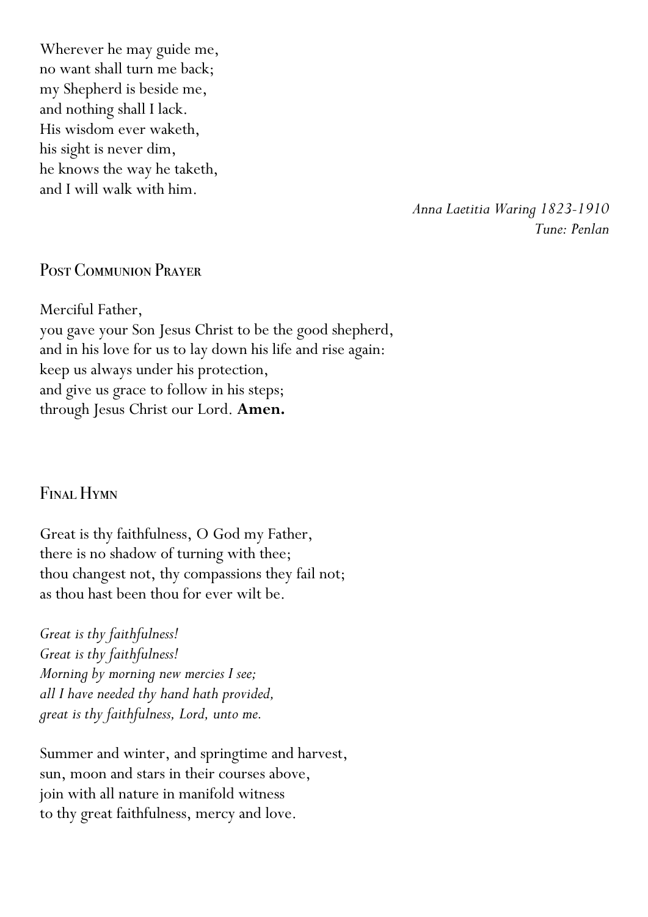Wherever he may guide me,
no want shall turn me back;
my Shepherd is beside me,
and nothing shall I lack.
His wisdom ever waketh,
his sight is never dim,
he knows the way he taketh,
and I will walk with him.

*Anna Laetitia Waring 1823-1910*
*Tune: Penlan*

## Post Communion Prayer

Merciful Father,
you gave your Son Jesus Christ to be the good shepherd,
and in his love for us to lay down his life and rise again:
keep us always under his protection,
and give us grace to follow in his steps;
through Jesus Christ our Lord. **Amen.**

## Final Hymn

Great is thy faithfulness, O God my Father,
there is no shadow of turning with thee;
thou changest not, thy compassions they fail not;
as thou hast been thou for ever wilt be.

*Great is thy faithfulness!*
*Great is thy faithfulness!*
*Morning by morning new mercies I see;*
*all I have needed thy hand hath provided,*
*great is thy faithfulness, Lord, unto me.*

Summer and winter, and springtime and harvest,
sun, moon and stars in their courses above,
join with all nature in manifold witness
to thy great faithfulness, mercy and love.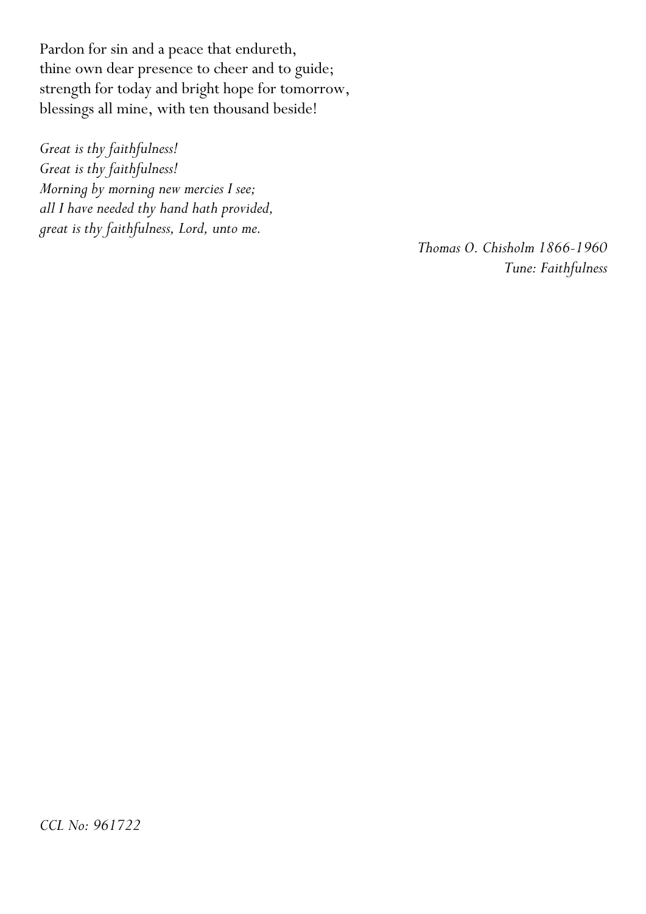Pardon for sin and a peace that endureth,  
thine own dear presence to cheer and to guide;  
strength for today and bright hope for tomorrow,  
blessings all mine, with ten thousand beside!

*Great is thy faithfulness!*  
*Great is thy faithfulness!*  
*Morning by morning new mercies I see;*  
*all I have needed thy hand hath provided,*  
*great is thy faithfulness, Lord, unto me.*

*Thomas O. Chisholm 1866-1960*  
*Tune: Faithfulness*

*CCL No: 961722*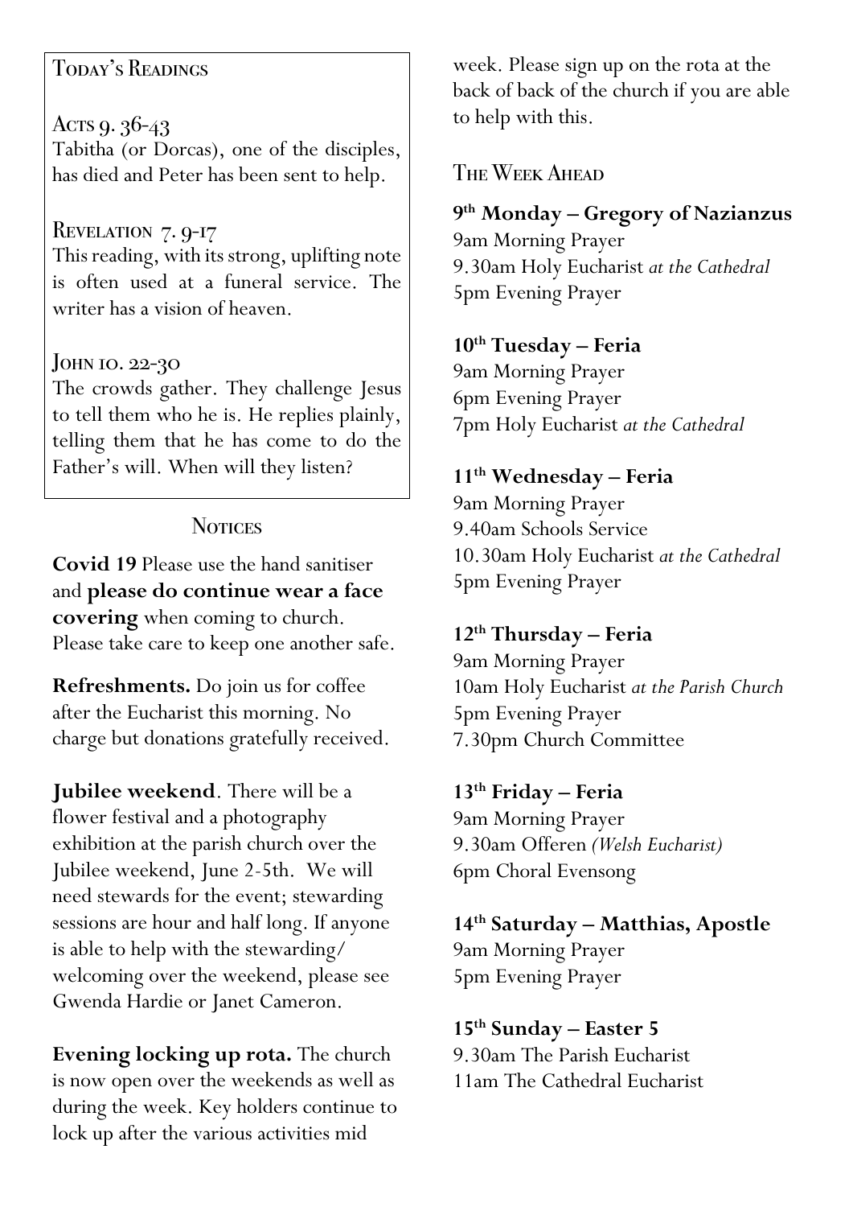## Today's Readings

Acts 9. 36-43
Tabitha (or Dorcas), one of the disciples, has died and Peter has been sent to help.

Revelation 7. 9-17
This reading, with its strong, uplifting note is often used at a funeral service. The writer has a vision of heaven.

John 10. 22-30
The crowds gather. They challenge Jesus to tell them who he is. He replies plainly, telling them that he has come to do the Father's will. When will they listen?

## Notices

**Covid 19** Please use the hand sanitiser and **please do continue wear a face covering** when coming to church. Please take care to keep one another safe.

**Refreshments.** Do join us for coffee after the Eucharist this morning. No charge but donations gratefully received.

**Jubilee weekend**. There will be a flower festival and a photography exhibition at the parish church over the Jubilee weekend, June 2-5th. We will need stewards for the event; stewarding sessions are hour and half long. If anyone is able to help with the stewarding/ welcoming over the weekend, please see Gwenda Hardie or Janet Cameron.

**Evening locking up rota.** The church is now open over the weekends as well as during the week. Key holders continue to lock up after the various activities mid week. Please sign up on the rota at the back of back of the church if you are able to help with this.

## The Week Ahead

**9th Monday – Gregory of Nazianzus**
9am Morning Prayer
9.30am Holy Eucharist *at the Cathedral*
5pm Evening Prayer

**10th Tuesday – Feria**
9am Morning Prayer
6pm Evening Prayer
7pm Holy Eucharist *at the Cathedral*

**11th Wednesday – Feria**
9am Morning Prayer
9.40am Schools Service
10.30am Holy Eucharist *at the Cathedral*
5pm Evening Prayer

**12th Thursday – Feria**
9am Morning Prayer
10am Holy Eucharist *at the Parish Church*
5pm Evening Prayer
7.30pm Church Committee

**13th Friday – Feria**
9am Morning Prayer
9.30am Offeren *(Welsh Eucharist)*
6pm Choral Evensong

**14th Saturday – Matthias, Apostle**
9am Morning Prayer
5pm Evening Prayer

**15th Sunday – Easter 5**
9.30am The Parish Eucharist
11am The Cathedral Eucharist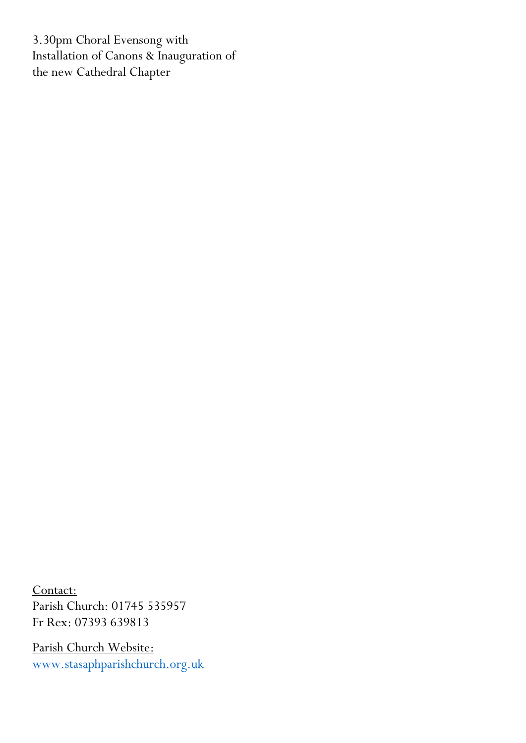3.30pm Choral Evensong with Installation of Canons & Inauguration of the new Cathedral Chapter

Contact:
Parish Church: 01745 535957
Fr Rex: 07393 639813

Parish Church Website:
www.stasaphparishchurch.org.uk